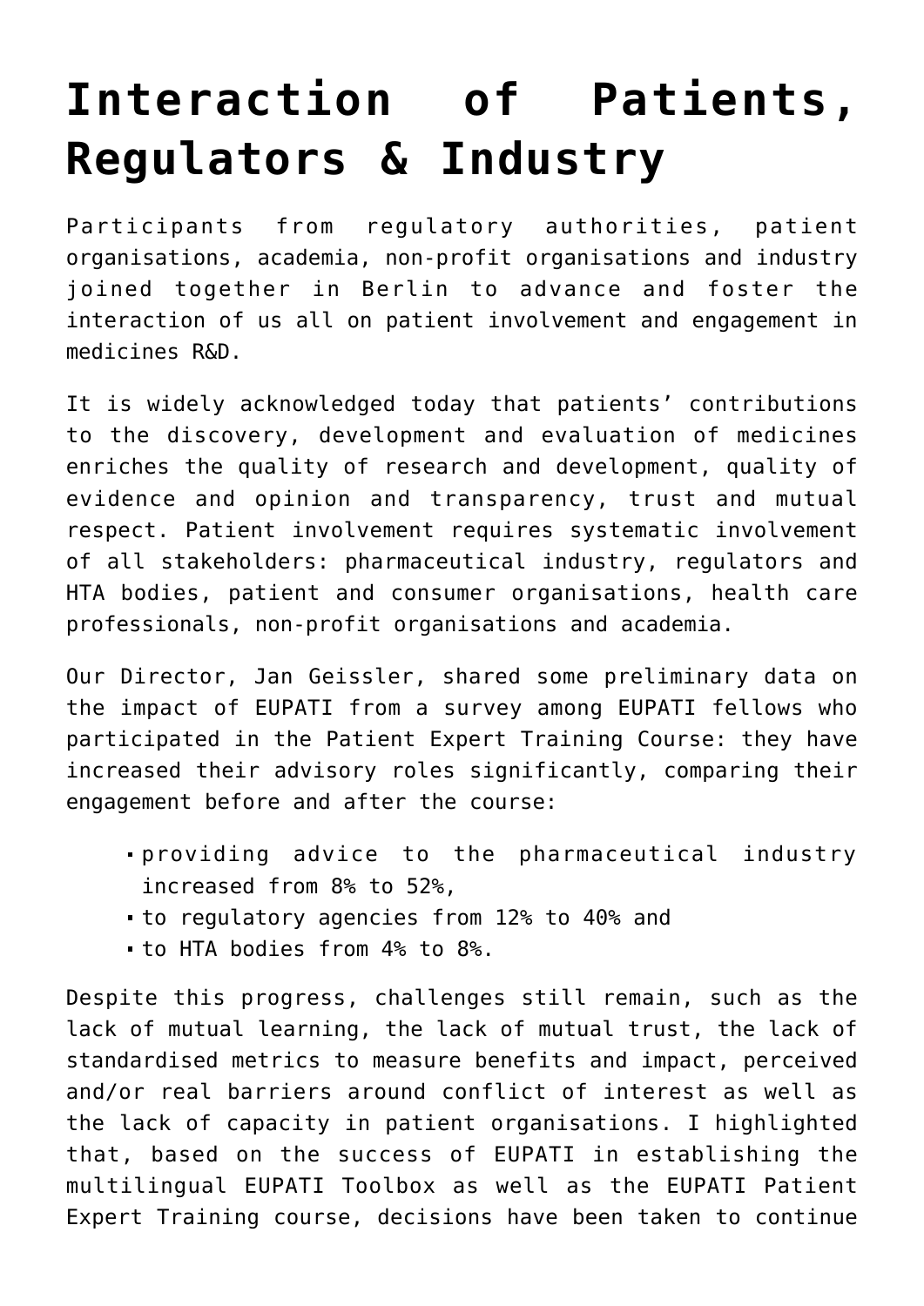# Interaction of Patients, Regulators & Industry

Participants from regulatory authorities, patient organisations, academia, non-profit organisations and industry joined together in Berlin to advance and foster the interaction of us all on patient involvement and engagement in medicines R&D.

It is widely acknowledged today that patients' contributions to the discovery, development and evaluation of medicines enriches the quality of research and development, quality of evidence and opinion and transparency, trust and mutual respect. Patient involvement requires systematic involvement of all stakeholders: pharmaceutical industry, regulators and HTA bodies, patient and consumer organisations, health care professionals, non-profit organisations and academia.

Our Director, Jan Geissler, shared some preliminary data on the impact of EUPATI from a survey among EUPATI fellows who participated in the Patient Expert Training Course: they have increased their advisory roles significantly, comparing their engagement before and after the course:

- providing advice to the pharmaceutical industry increased from 8% to 52%,
- to regulatory agencies from 12% to 40% and
- to HTA bodies from 4% to 8%.

Despite this progress, challenges still remain, such as the lack of mutual learning, the lack of mutual trust, the lack of standardised metrics to measure benefits and impact, perceived and/or real barriers around conflict of interest as well as the lack of capacity in patient organisations. I highlighted that, based on the success of EUPATI in establishing the multilingual EUPATI Toolbox as well as the EUPATI Patient Expert Training course, decisions have been taken to continue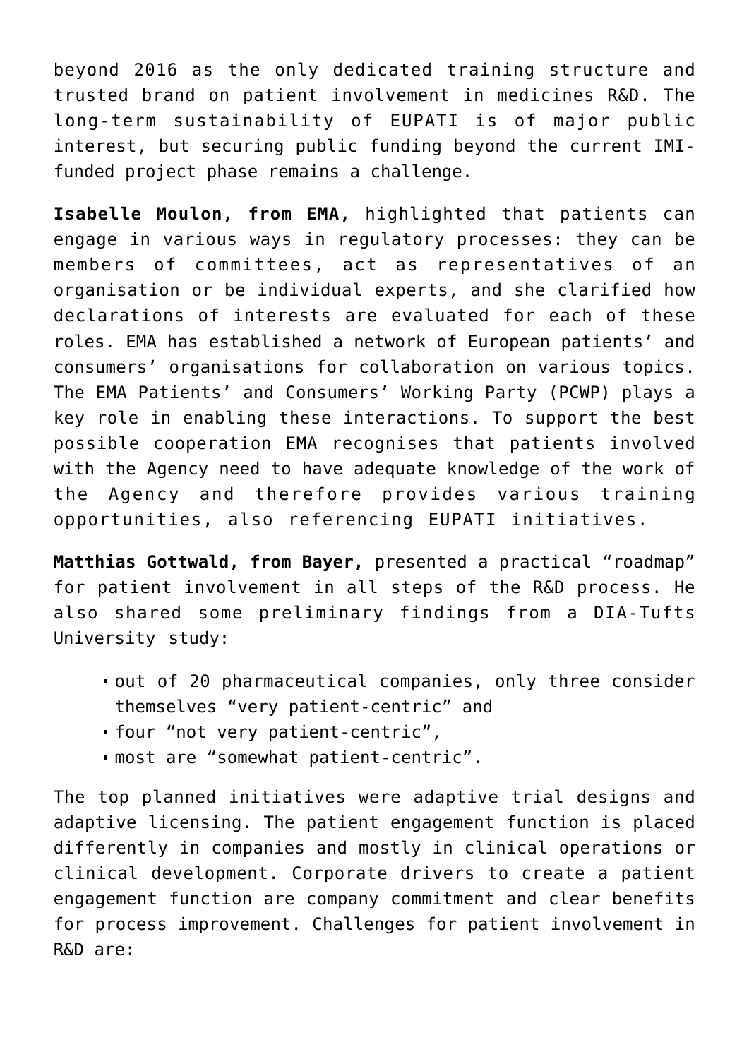beyond 2016 as the only dedicated training structure and trusted brand on patient involvement in medicines R&D. The long-term sustainability of EUPATI is of major public interest, but securing public funding beyond the current IMI-funded project phase remains a challenge.

**Isabelle Moulon, from EMA,** highlighted that patients can engage in various ways in regulatory processes: they can be members of committees, act as representatives of an organisation or be individual experts, and she clarified how declarations of interests are evaluated for each of these roles. EMA has established a network of European patients' and consumers' organisations for collaboration on various topics. The EMA Patients' and Consumers' Working Party (PCWP) plays a key role in enabling these interactions. To support the best possible cooperation EMA recognises that patients involved with the Agency need to have adequate knowledge of the work of the Agency and therefore provides various training opportunities, also referencing EUPATI initiatives.

**Matthias Gottwald, from Bayer,** presented a practical "roadmap" for patient involvement in all steps of the R&D process. He also shared some preliminary findings from a DIA-Tufts University study:

- out of 20 pharmaceutical companies, only three consider themselves "very patient-centric" and
- four "not very patient-centric",
- most are "somewhat patient-centric".

The top planned initiatives were adaptive trial designs and adaptive licensing. The patient engagement function is placed differently in companies and mostly in clinical operations or clinical development. Corporate drivers to create a patient engagement function are company commitment and clear benefits for process improvement. Challenges for patient involvement in R&D are: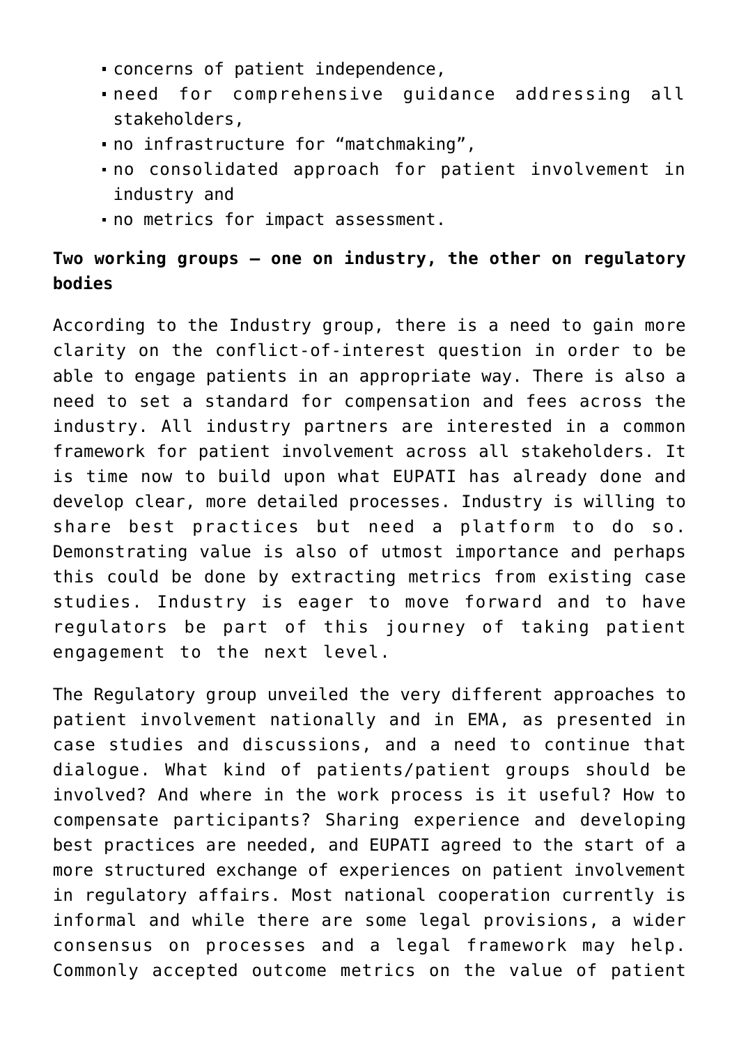- concerns of patient independence,
- need for comprehensive guidance addressing all stakeholders,
- no infrastructure for "matchmaking",
- no consolidated approach for patient involvement in industry and
- no metrics for impact assessment.

**Two working groups – one on industry, the other on regulatory bodies**

According to the Industry group, there is a need to gain more clarity on the conflict-of-interest question in order to be able to engage patients in an appropriate way. There is also a need to set a standard for compensation and fees across the industry. All industry partners are interested in a common framework for patient involvement across all stakeholders. It is time now to build upon what EUPATI has already done and develop clear, more detailed processes. Industry is willing to share best practices but need a platform to do so. Demonstrating value is also of utmost importance and perhaps this could be done by extracting metrics from existing case studies. Industry is eager to move forward and to have regulators be part of this journey of taking patient engagement to the next level.

The Regulatory group unveiled the very different approaches to patient involvement nationally and in EMA, as presented in case studies and discussions, and a need to continue that dialogue. What kind of patients/patient groups should be involved? And where in the work process is it useful? How to compensate participants? Sharing experience and developing best practices are needed, and EUPATI agreed to the start of a more structured exchange of experiences on patient involvement in regulatory affairs. Most national cooperation currently is informal and while there are some legal provisions, a wider consensus on processes and a legal framework may help. Commonly accepted outcome metrics on the value of patient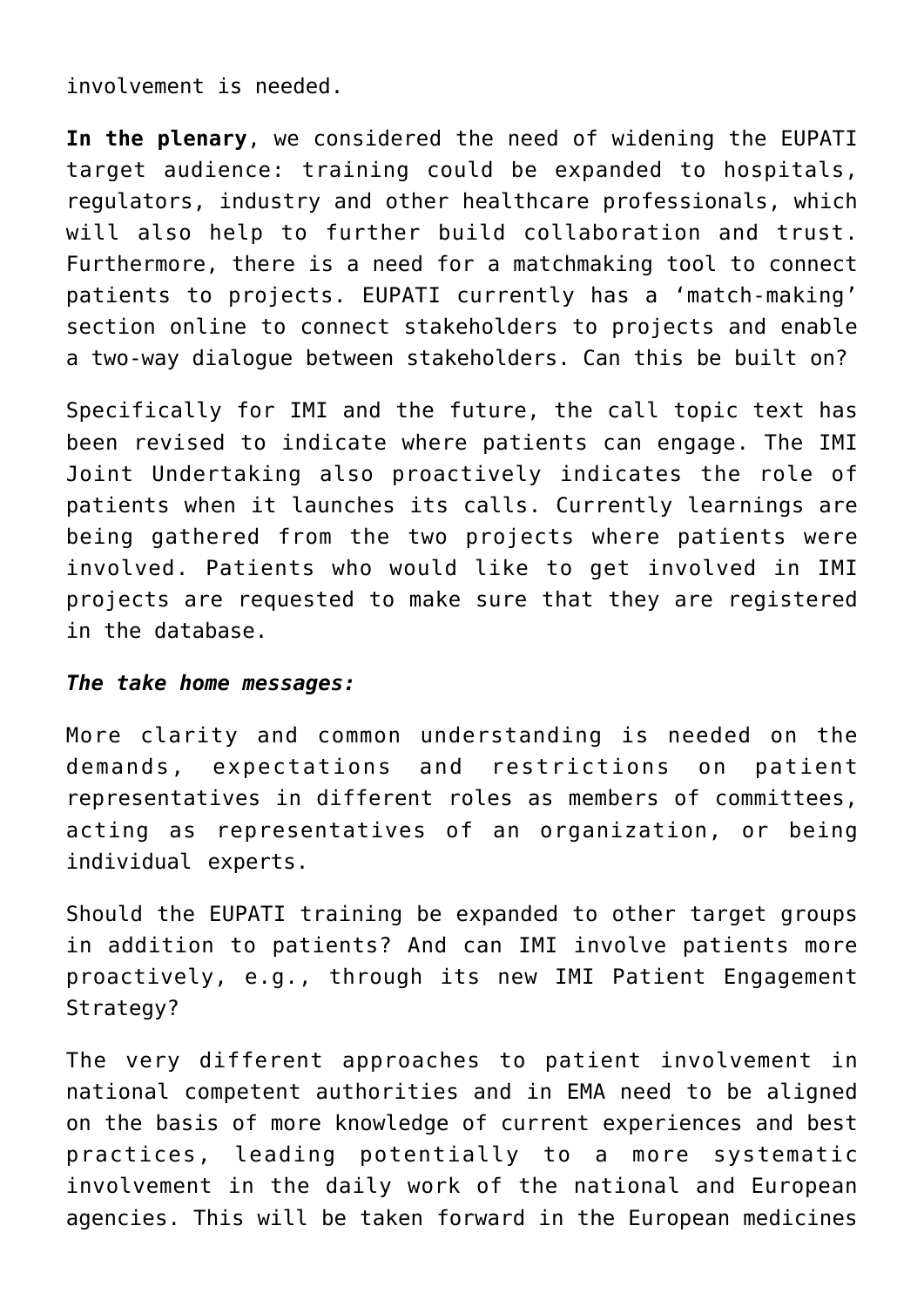involvement is needed.

**In the plenary**, we considered the need of widening the EUPATI target audience: training could be expanded to hospitals, regulators, industry and other healthcare professionals, which will also help to further build collaboration and trust. Furthermore, there is a need for a matchmaking tool to connect patients to projects. EUPATI currently has a 'match-making' section online to connect stakeholders to projects and enable a two-way dialogue between stakeholders. Can this be built on?

Specifically for IMI and the future, the call topic text has been revised to indicate where patients can engage. The IMI Joint Undertaking also proactively indicates the role of patients when it launches its calls. Currently learnings are being gathered from the two projects where patients were involved. Patients who would like to get involved in IMI projects are requested to make sure that they are registered in the database.

***The take home messages:***

More clarity and common understanding is needed on the demands, expectations and restrictions on patient representatives in different roles as members of committees, acting as representatives of an organization, or being individual experts.

Should the EUPATI training be expanded to other target groups in addition to patients? And can IMI involve patients more proactively, e.g., through its new IMI Patient Engagement Strategy?

The very different approaches to patient involvement in national competent authorities and in EMA need to be aligned on the basis of more knowledge of current experiences and best practices, leading potentially to a more systematic involvement in the daily work of the national and European agencies. This will be taken forward in the European medicines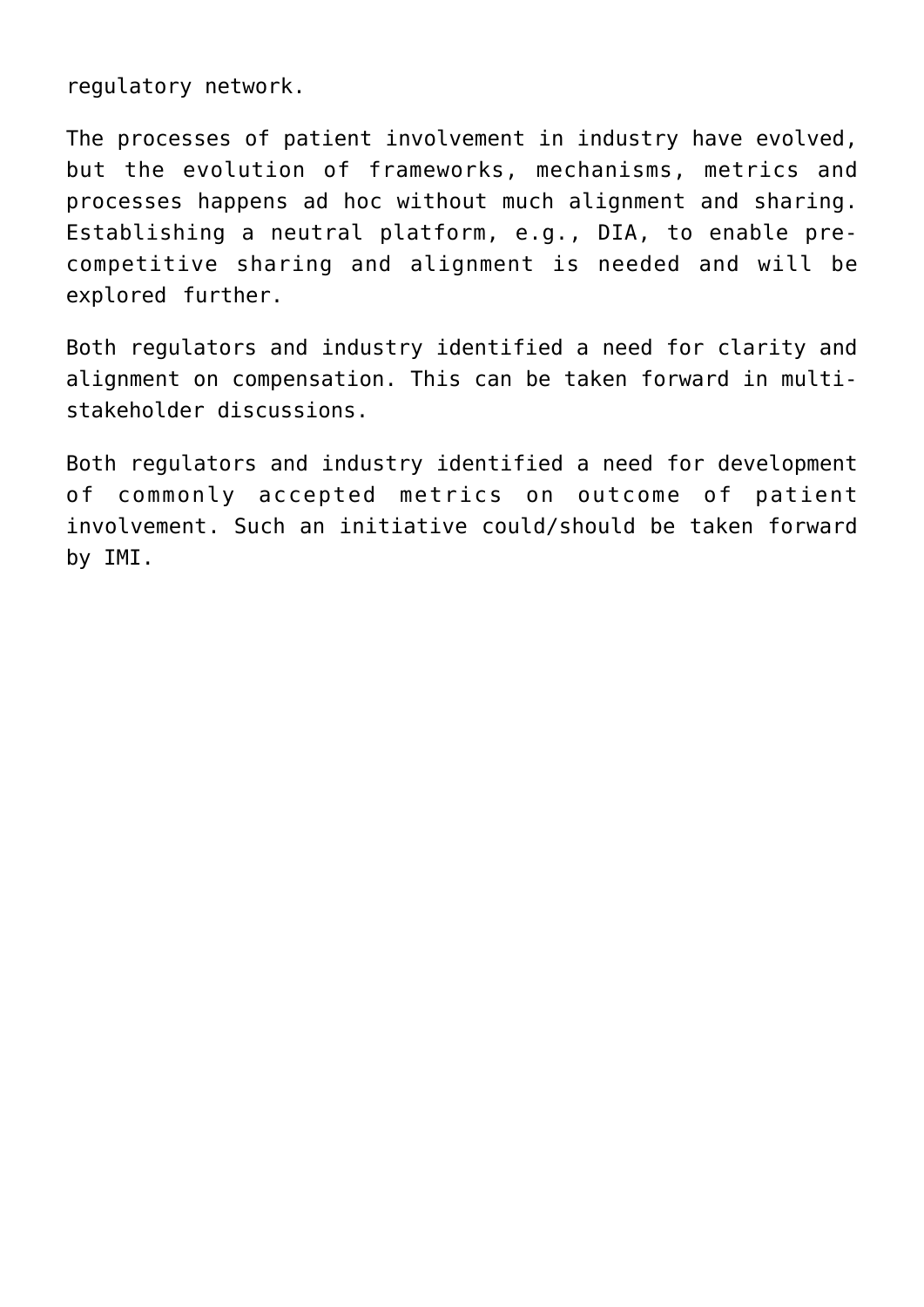regulatory network.

The processes of patient involvement in industry have evolved, but the evolution of frameworks, mechanisms, metrics and processes happens ad hoc without much alignment and sharing. Establishing a neutral platform, e.g., DIA, to enable pre-competitive sharing and alignment is needed and will be explored further.

Both regulators and industry identified a need for clarity and alignment on compensation. This can be taken forward in multi-stakeholder discussions.

Both regulators and industry identified a need for development of commonly accepted metrics on outcome of patient involvement. Such an initiative could/should be taken forward by IMI.